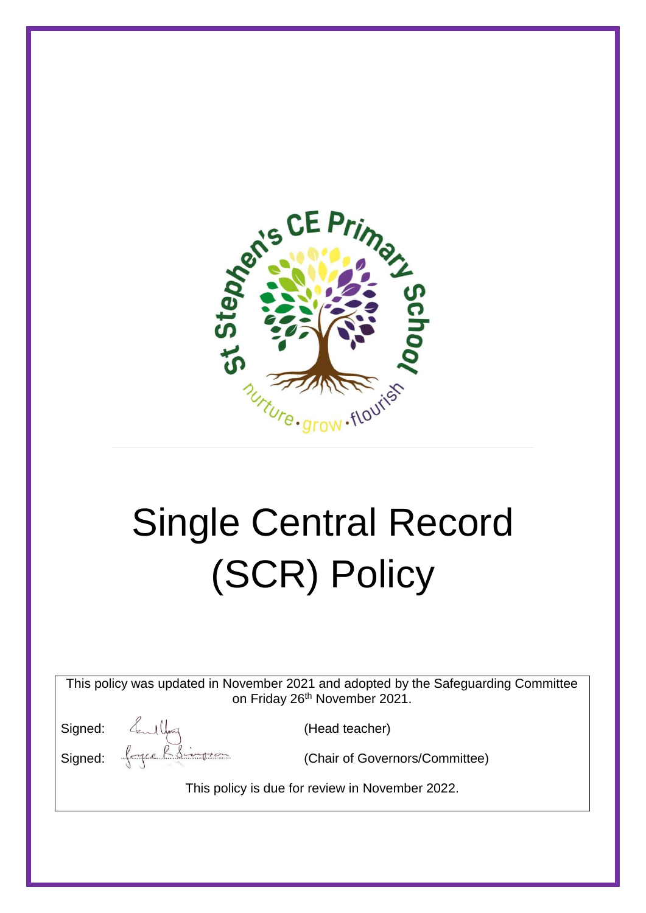# Single Central Record (SCR) Policy

This policy was updated in November 2021 and adopted by the Safeguarding Committee on Friday 26th November 2021.

Signed: (Head teacher)

Signed: (Chair of Governors/Committee)

This policy is due for review in November 2022.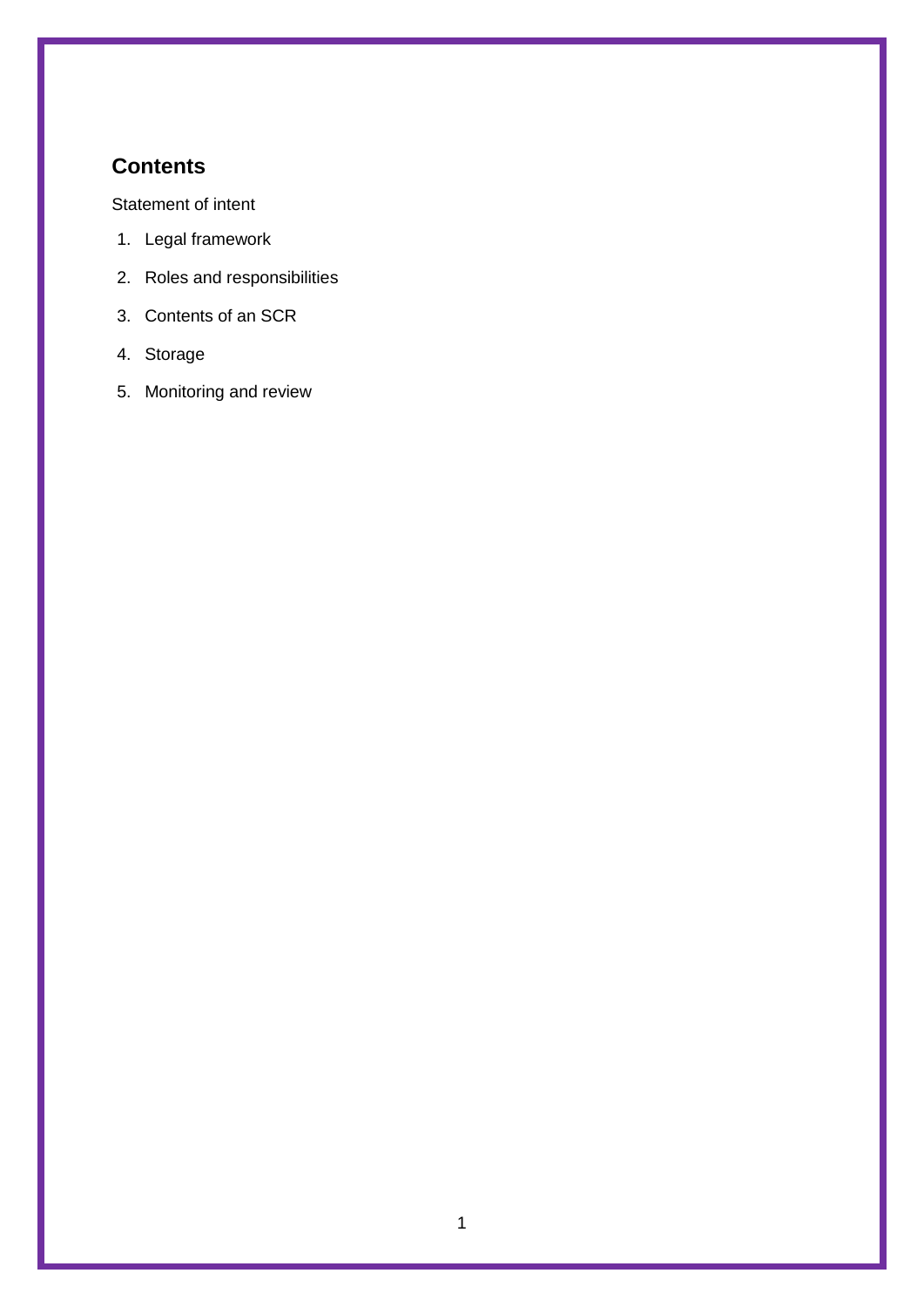## Contents

Statement of intent

1. Legal framework
2. Roles and responsibilities
3. Contents of an SCR
4. Storage
5. Monitoring and review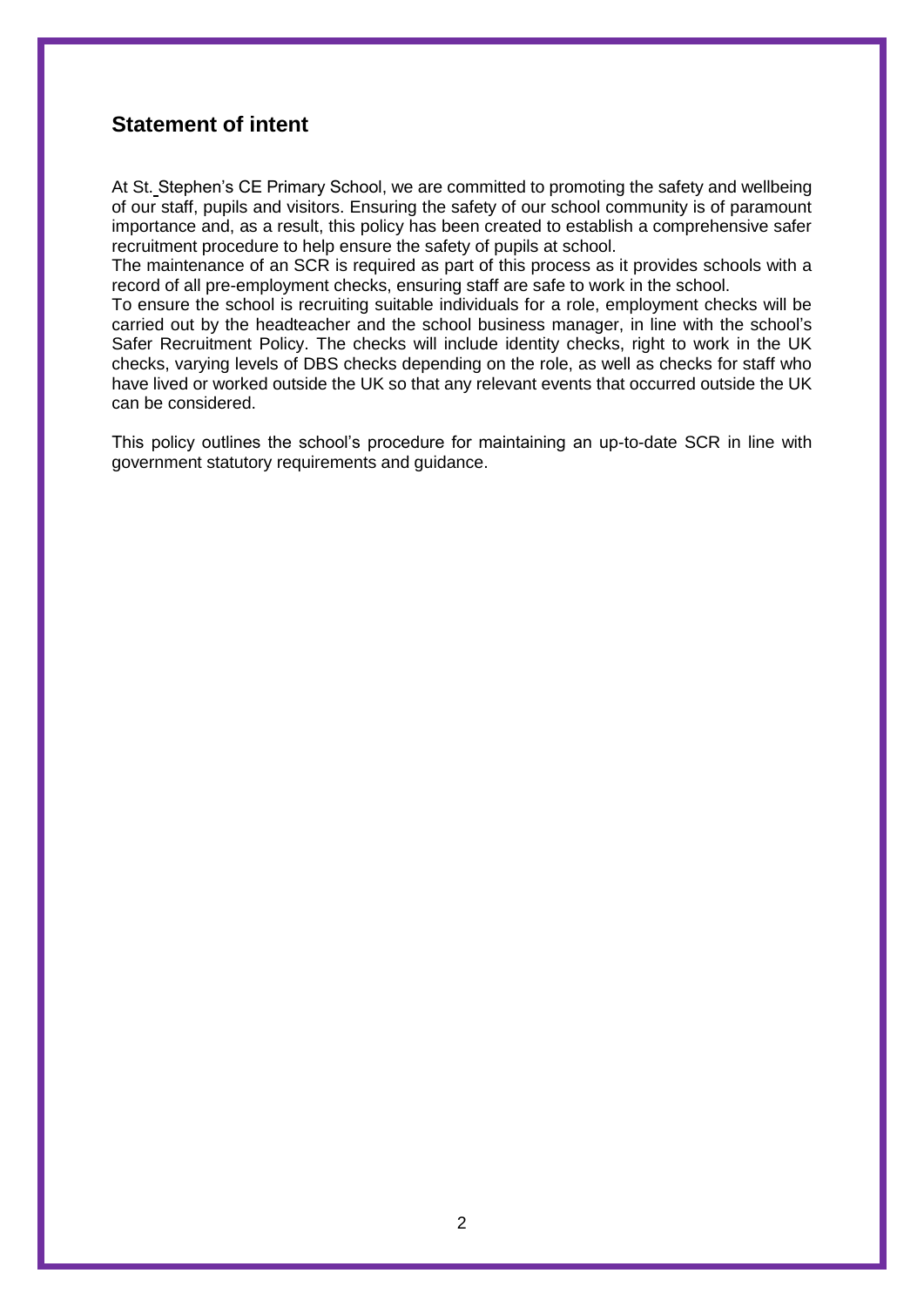## Statement of intent

At St. Stephen's CE Primary School, we are committed to promoting the safety and wellbeing of our staff, pupils and visitors. Ensuring the safety of our school community is of paramount importance and, as a result, this policy has been created to establish a comprehensive safer recruitment procedure to help ensure the safety of pupils at school.
The maintenance of an SCR is required as part of this process as it provides schools with a record of all pre-employment checks, ensuring staff are safe to work in the school.
To ensure the school is recruiting suitable individuals for a role, employment checks will be carried out by the headteacher and the school business manager, in line with the school's Safer Recruitment Policy. The checks will include identity checks, right to work in the UK checks, varying levels of DBS checks depending on the role, as well as checks for staff who have lived or worked outside the UK so that any relevant events that occurred outside the UK can be considered.

This policy outlines the school's procedure for maintaining an up-to-date SCR in line with government statutory requirements and guidance.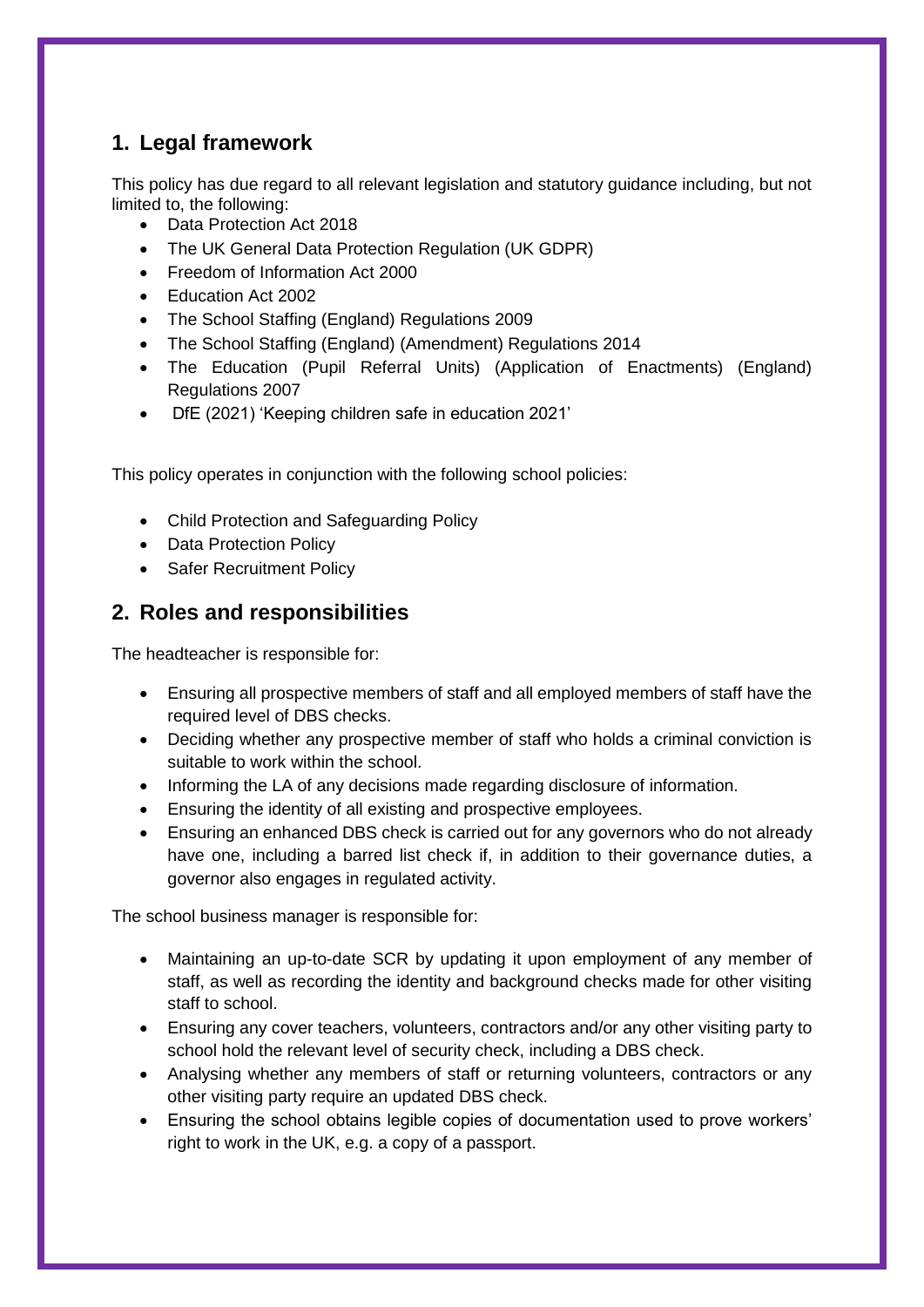## 1. Legal framework

This policy has due regard to all relevant legislation and statutory guidance including, but not limited to, the following:

- Data Protection Act 2018
- The UK General Data Protection Regulation (UK GDPR)
- Freedom of Information Act 2000
- Education Act 2002
- The School Staffing (England) Regulations 2009
- The School Staffing (England) (Amendment) Regulations 2014
- The Education (Pupil Referral Units) (Application of Enactments) (England) Regulations 2007
- DfE (2021) 'Keeping children safe in education 2021'

This policy operates in conjunction with the following school policies:

- Child Protection and Safeguarding Policy
- Data Protection Policy
- Safer Recruitment Policy

## 2. Roles and responsibilities

The headteacher is responsible for:

- Ensuring all prospective members of staff and all employed members of staff have the required level of DBS checks.
- Deciding whether any prospective member of staff who holds a criminal conviction is suitable to work within the school.
- Informing the LA of any decisions made regarding disclosure of information.
- Ensuring the identity of all existing and prospective employees.
- Ensuring an enhanced DBS check is carried out for any governors who do not already have one, including a barred list check if, in addition to their governance duties, a governor also engages in regulated activity.

The school business manager is responsible for:

- Maintaining an up-to-date SCR by updating it upon employment of any member of staff, as well as recording the identity and background checks made for other visiting staff to school.
- Ensuring any cover teachers, volunteers, contractors and/or any other visiting party to school hold the relevant level of security check, including a DBS check.
- Analysing whether any members of staff or returning volunteers, contractors or any other visiting party require an updated DBS check.
- Ensuring the school obtains legible copies of documentation used to prove workers' right to work in the UK, e.g. a copy of a passport.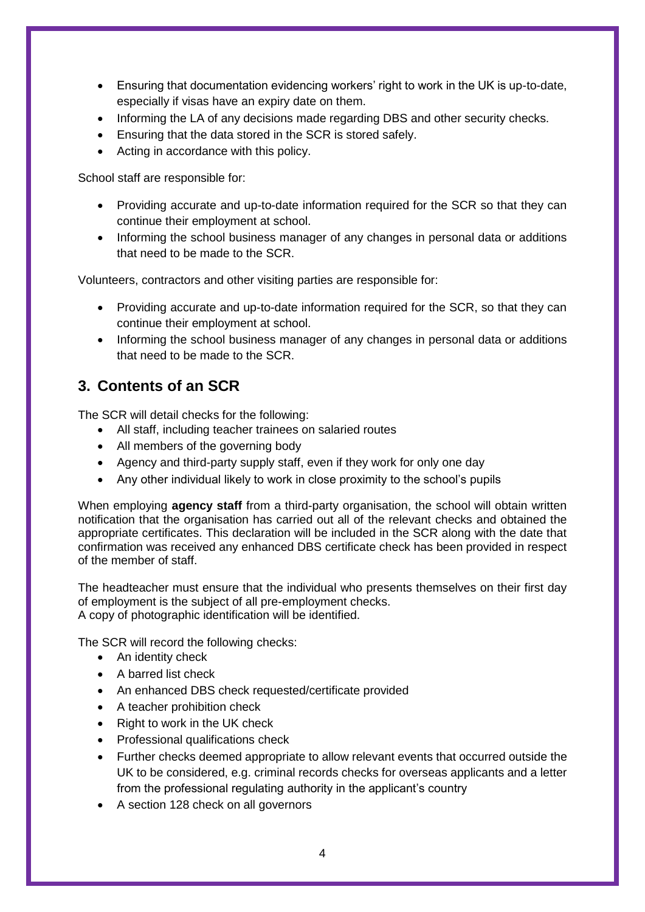- Ensuring that documentation evidencing workers' right to work in the UK is up-to-date, especially if visas have an expiry date on them.
- Informing the LA of any decisions made regarding DBS and other security checks.
- Ensuring that the data stored in the SCR is stored safely.
- Acting in accordance with this policy.

School staff are responsible for:

- Providing accurate and up-to-date information required for the SCR so that they can continue their employment at school.
- Informing the school business manager of any changes in personal data or additions that need to be made to the SCR.

Volunteers, contractors and other visiting parties are responsible for:

- Providing accurate and up-to-date information required for the SCR, so that they can continue their employment at school.
- Informing the school business manager of any changes in personal data or additions that need to be made to the SCR.

## 3. Contents of an SCR

The SCR will detail checks for the following:

- All staff, including teacher trainees on salaried routes
- All members of the governing body
- Agency and third-party supply staff, even if they work for only one day
- Any other individual likely to work in close proximity to the school's pupils

When employing **agency staff** from a third-party organisation, the school will obtain written notification that the organisation has carried out all of the relevant checks and obtained the appropriate certificates. This declaration will be included in the SCR along with the date that confirmation was received any enhanced DBS certificate check has been provided in respect of the member of staff.

The headteacher must ensure that the individual who presents themselves on their first day of employment is the subject of all pre-employment checks.
A copy of photographic identification will be identified.

The SCR will record the following checks:

- An identity check
- A barred list check
- An enhanced DBS check requested/certificate provided
- A teacher prohibition check
- Right to work in the UK check
- Professional qualifications check
- Further checks deemed appropriate to allow relevant events that occurred outside the UK to be considered, e.g. criminal records checks for overseas applicants and a letter from the professional regulating authority in the applicant's country
- A section 128 check on all governors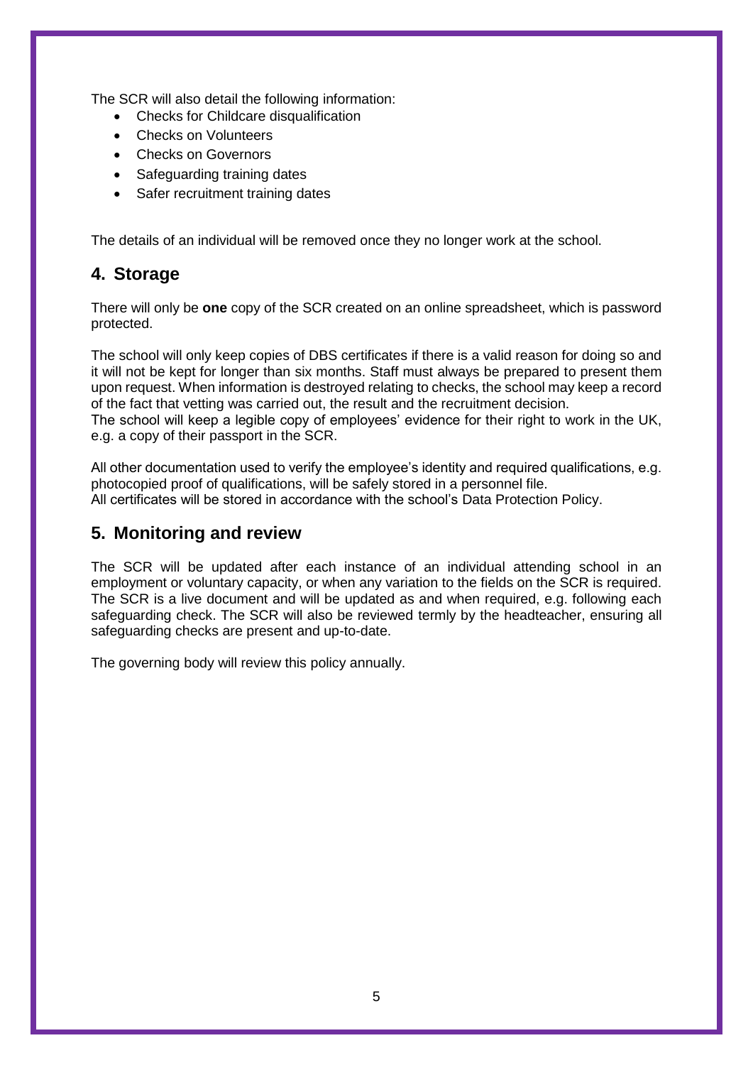The SCR will also detail the following information:

- Checks for Childcare disqualification
- Checks on Volunteers
- Checks on Governors
- Safeguarding training dates
- Safer recruitment training dates

The details of an individual will be removed once they no longer work at the school.

## 4. Storage

There will only be **one** copy of the SCR created on an online spreadsheet, which is password protected.

The school will only keep copies of DBS certificates if there is a valid reason for doing so and it will not be kept for longer than six months. Staff must always be prepared to present them upon request. When information is destroyed relating to checks, the school may keep a record of the fact that vetting was carried out, the result and the recruitment decision.
The school will keep a legible copy of employees' evidence for their right to work in the UK, e.g. a copy of their passport in the SCR.

All other documentation used to verify the employee's identity and required qualifications, e.g. photocopied proof of qualifications, will be safely stored in a personnel file.
All certificates will be stored in accordance with the school's Data Protection Policy.

## 5. Monitoring and review

The SCR will be updated after each instance of an individual attending school in an employment or voluntary capacity, or when any variation to the fields on the SCR is required. The SCR is a live document and will be updated as and when required, e.g. following each safeguarding check. The SCR will also be reviewed termly by the headteacher, ensuring all safeguarding checks are present and up-to-date.

The governing body will review this policy annually.